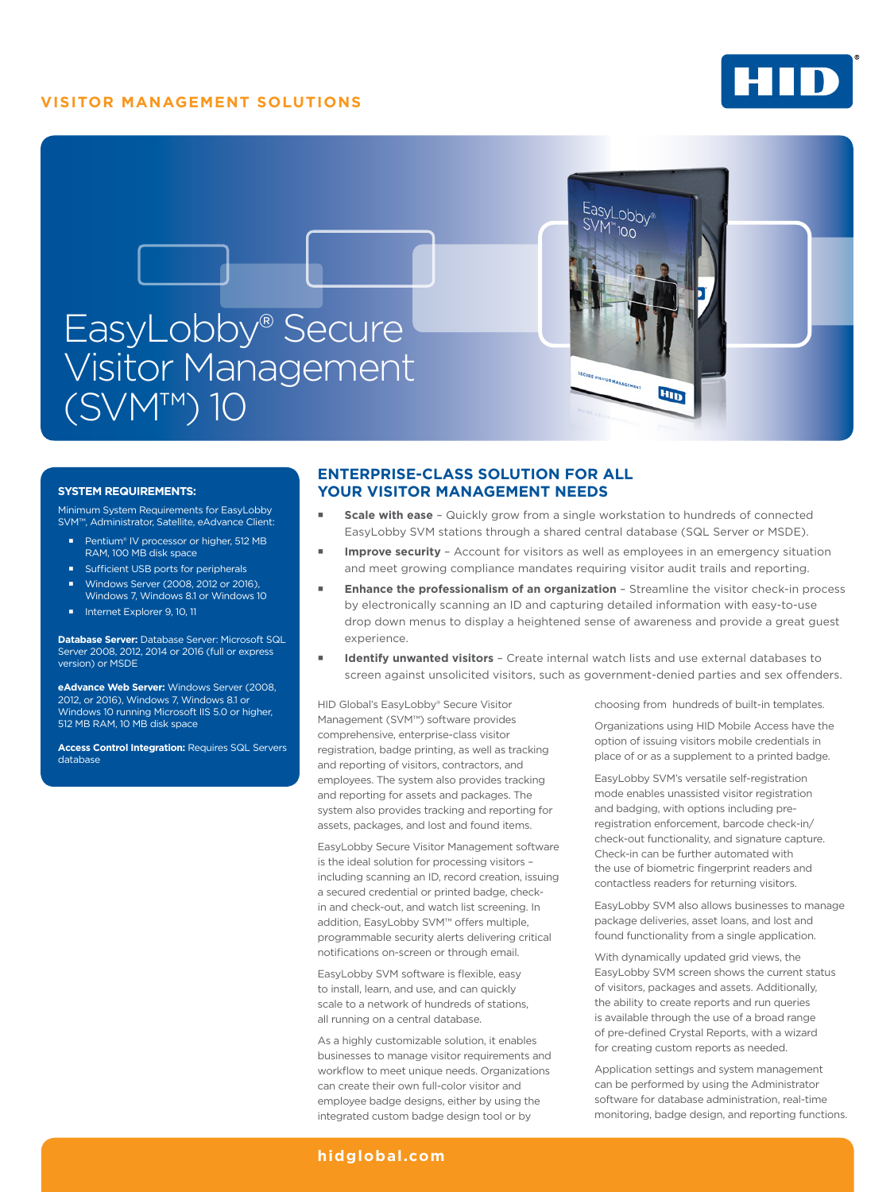VISITOR MANAGEMENT SOLUTIONS

# EasyLobby® Secure Visitor Management (SVM™) 10

## ENTERPRISE-CLASS SOLUTION FOR ALL YOUR VISITOR MANAGEMENT NEEDS

- **Scale with ease** – Quickly grow from a single workstation to hundreds of connected EasyLobby SVM stations through a shared central database (SQL Server or MSDE).
- **Improve security** – Account for visitors as well as employees in an emergency situation and meet growing compliance mandates requiring visitor audit trails and reporting.
- **Enhance the professionalism of an organization** – Streamline the visitor check-in process by electronically scanning an ID and capturing detailed information with easy-to-use drop down menus to display a heightened sense of awareness and provide a great guest experience.
- **Identify unwanted visitors** – Create internal watch lists and use external databases to screen against unsolicited visitors, such as government-denied parties and sex offenders.

HID Global's EasyLobby® Secure Visitor Management (SVM™) software provides comprehensive, enterprise-class visitor registration, badge printing, as well as tracking and reporting of visitors, contractors, and employees. The system also provides tracking and reporting for assets and packages. The system also provides tracking and reporting for assets, packages, and lost and found items.

EasyLobby Secure Visitor Management software is the ideal solution for processing visitors – including scanning an ID, record creation, issuing a secured credential or printed badge, check-in and check-out, and watch list screening. In addition, EasyLobby SVM™ offers multiple, programmable security alerts delivering critical notifications on-screen or through email.

EasyLobby SVM software is flexible, easy to install, learn, and use, and can quickly scale to a network of hundreds of stations, all running on a central database.

As a highly customizable solution, it enables businesses to manage visitor requirements and workflow to meet unique needs. Organizations can create their own full-color visitor and employee badge designs, either by using the integrated custom badge design tool or by choosing from hundreds of built-in templates.

Organizations using HID Mobile Access have the option of issuing visitors mobile credentials in place of or as a supplement to a printed badge.

EasyLobby SVM's versatile self-registration mode enables unassisted visitor registration and badging, with options including pre-registration enforcement, barcode check-in/check-out functionality, and signature capture. Check-in can be further automated with the use of biometric fingerprint readers and contactless readers for returning visitors.

EasyLobby SVM also allows businesses to manage package deliveries, asset loans, and lost and found functionality from a single application.

With dynamically updated grid views, the EasyLobby SVM screen shows the current status of visitors, packages and assets. Additionally, the ability to create reports and run queries is available through the use of a broad range of pre-defined Crystal Reports, with a wizard for creating custom reports as needed.

Application settings and system management can be performed by using the Administrator software for database administration, real-time monitoring, badge design, and reporting functions.

### SYSTEM REQUIREMENTS:

Minimum System Requirements for EasyLobby SVM™, Administrator, Satellite, eAdvance Client:

- Pentium® IV processor or higher, 512 MB RAM, 100 MB disk space
- Sufficient USB ports for peripherals
- Windows Server (2008, 2012 or 2016), Windows 7, Windows 8.1 or Windows 10
- Internet Explorer 9, 10, 11

**Database Server:** Database Server: Microsoft SQL Server 2008, 2012, 2014 or 2016 (full or express version) or MSDE

**eAdvance Web Server:** Windows Server (2008, 2012, or 2016), Windows 7, Windows 8.1 or Windows 10 running Microsoft IIS 5.0 or higher, 512 MB RAM, 10 MB disk space

**Access Control Integration:** Requires SQL Servers database

hidglobal.com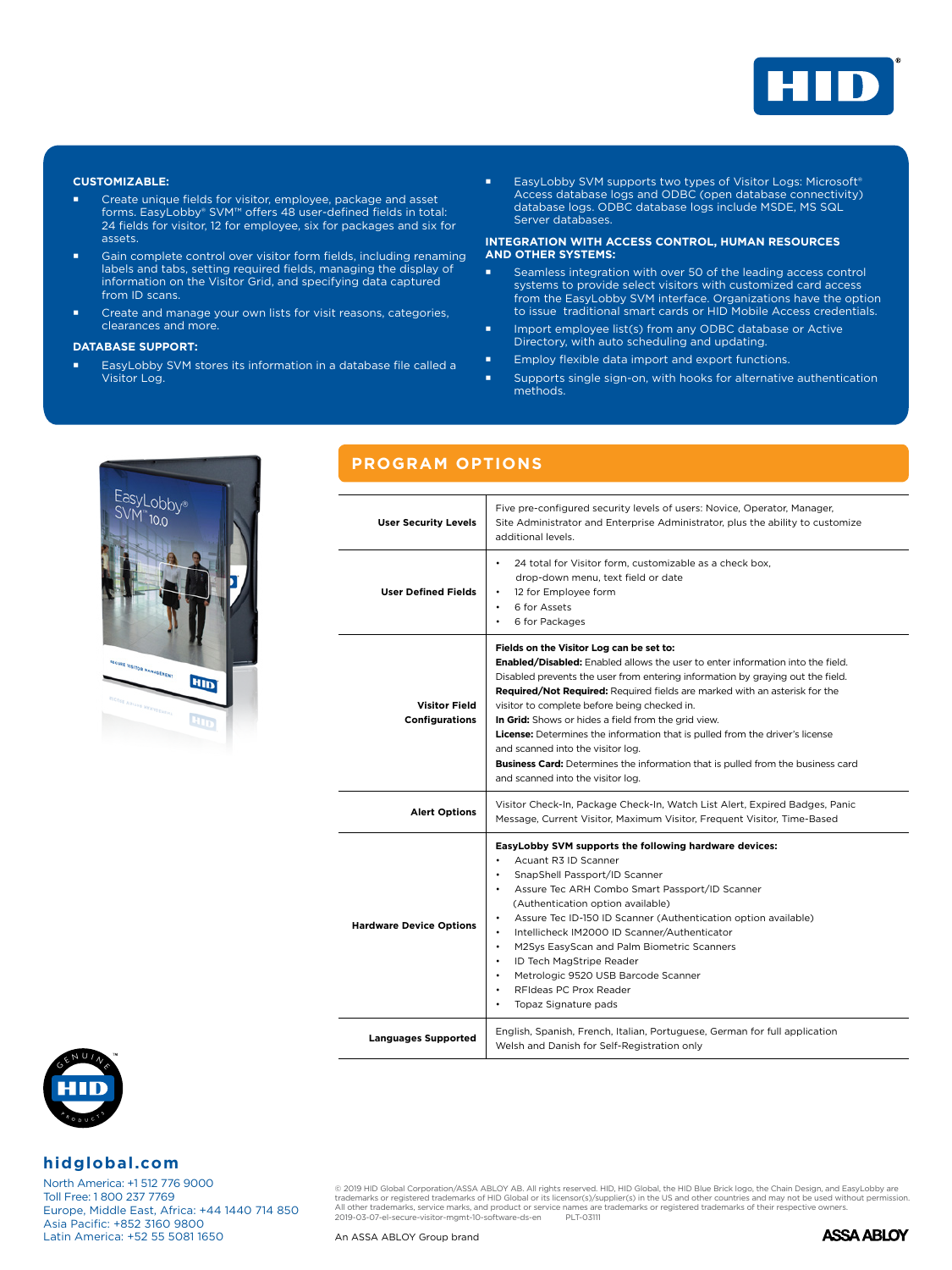**CUSTOMIZABLE:**

- Create unique fields for visitor, employee, package and asset forms. EasyLobby® SVM™ offers 48 user-defined fields in total: 24 fields for visitor, 12 for employee, six for packages and six for assets.
- Gain complete control over visitor form fields, including renaming labels and tabs, setting required fields, managing the display of information on the Visitor Grid, and specifying data captured from ID scans.
- Create and manage your own lists for visit reasons, categories, clearances and more.

**DATABASE SUPPORT:**

- EasyLobby SVM stores its information in a database file called a Visitor Log.
- EasyLobby SVM supports two types of Visitor Logs: Microsoft® Access database logs and ODBC (open database connectivity) database logs. ODBC database logs include MSDE, MS SQL Server databases.

**INTEGRATION WITH ACCESS CONTROL, HUMAN RESOURCES AND OTHER SYSTEMS:**

- Seamless integration with over 50 of the leading access control systems to provide select visitors with customized card access from the EasyLobby SVM interface. Organizations have the option to issue traditional smart cards or HID Mobile Access credentials.
- Import employee list(s) from any ODBC database or Active Directory, with auto scheduling and updating.
- Employ flexible data import and export functions.
- Supports single sign-on, with hooks for alternative authentication methods.

## PROGRAM OPTIONS

| | |
|---|---|
| **User Security Levels** | Five pre-configured security levels of users: Novice, Operator, Manager, Site Administrator and Enterprise Administrator, plus the ability to customize additional levels. |
| **User Defined Fields** | • 24 total for Visitor form, customizable as a check box, drop-down menu, text field or date<br>• 12 for Employee form<br>• 6 for Assets<br>• 6 for Packages |
| **Visitor Field Configurations** | **Fields on the Visitor Log can be set to:**<br>**Enabled/Disabled:** Enabled allows the user to enter information into the field. Disabled prevents the user from entering information by graying out the field.<br>**Required/Not Required:** Required fields are marked with an asterisk for the visitor to complete before being checked in.<br>**In Grid:** Shows or hides a field from the grid view.<br>**License:** Determines the information that is pulled from the driver's license and scanned into the visitor log.<br>**Business Card:** Determines the information that is pulled from the business card and scanned into the visitor log. |
| **Alert Options** | Visitor Check-In, Package Check-In, Watch List Alert, Expired Badges, Panic Message, Current Visitor, Maximum Visitor, Frequent Visitor, Time-Based |
| **Hardware Device Options** | **EasyLobby SVM supports the following hardware devices:**<br>• Acuant R3 ID Scanner<br>• SnapShell Passport/ID Scanner<br>• Assure Tec ARH Combo Smart Passport/ID Scanner (Authentication option available)<br>• Assure Tec ID-150 ID Scanner (Authentication option available)<br>• Intellicheck IM2000 ID Scanner/Authenticator<br>• M2Sys EasyScan and Palm Biometric Scanners<br>• ID Tech MagStripe Reader<br>• Metrologic 9520 USB Barcode Scanner<br>• RFIdeas PC Prox Reader<br>• Topaz Signature pads |
| **Languages Supported** | English, Spanish, French, Italian, Portuguese, German for full application<br>Welsh and Danish for Self-Registration only |

**hidglobal.com**

North America: +1 512 776 9000
Toll Free: 1 800 237 7769
Europe, Middle East, Africa: +44 1440 714 850
Asia Pacific: +852 3160 9800
Latin America: +52 55 5081 1650

© 2019 HID Global Corporation/ASSA ABLOY AB. All rights reserved. HID, HID Global, the HID Blue Brick logo, the Chain Design, and EasyLobby are trademarks or registered trademarks of HID Global or its licensor(s)/supplier(s) in the US and other countries and may not be used without permission. All other trademarks, service marks, and product or service names are trademarks or registered trademarks of their respective owners.
2019-03-07-el-secure-visitor-mgmt-10-software-ds-en PLT-03111

An ASSA ABLOY Group brand